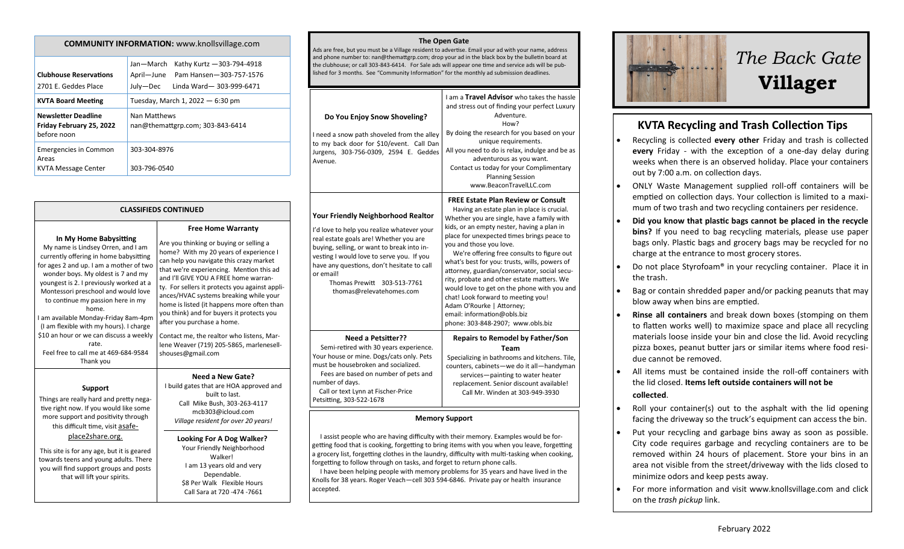| COMMUNITY INFORMATION: www.knollsvillage.com | |
|---|---|
| **Clubhouse Reservations**<br>2701 E. Geddes Place | Jan—March Kathy Kurtz —303-794-4918<br>April—June Pam Hansen—303-757-1576<br>July—Dec Linda Ward— 303-999-6471 |
| **KVTA Board Meeting** | Tuesday, March 1, 2022 — 6:30 pm |
| **Newsletter Deadline Friday February 25, 2022** before noon | Nan Matthews<br>nan@themattgrp.com; 303-843-6414 |
| Emergencies in Common Areas<br>KVTA Message Center | 303-304-8976<br><br>303-796-0540 |

## CLASSIFIEDS CONTINUED

### In My Home Babysitting

My name is Lindsey Orren, and I am currently offering in home babysitting for ages 2 and up. I am a mother of two wonder boys. My oldest is 7 and my youngest is 2. I previously worked at a Montessori preschool and would love to continue my passion here in my home.

I am available Monday-Friday 8am-4pm (I am flexible with my hours). I charge $10 an hour or we can discuss a weekly rate.

Feel free to call me at 469-684-9584

Thank you

### Free Home Warranty

Are you thinking or buying or selling a home? With my 20 years of experience I can help you navigate this crazy market that we're experiencing. Mention this ad and I'll GIVE YOU A FREE home warranty. For sellers it protects you against appliances/HVAC systems breaking while your home is listed (it happens more often than you think) and for buyers it protects you after you purchase a home.

Contact me, the realtor who listens, Marlene Weaver (719) 205-5865, marlenesellshouses@gmail.com

### Support

Things are really hard and pretty negative right now. If you would like some more support and positivity through this difficult time, visit asafeplace2share.org.

This site is for any age, but it is geared towards teens and young adults. There you will find support groups and posts that will lift your spirits.

### Need a New Gate?

I build gates that are HOA approved and built to last.

Call Mike Bush, 303-263-4117

mcb303@icloud.com

*Village resident for over 20 years!*

### Looking For A Dog Walker?

Your Friendly Neighborhood Walker!

I am 13 years old and very Dependable.

$8 Per Walk Flexible Hours

Call Sara at 720 -474 -7661

## The Open Gate

Ads are free, but you must be a Village resident to advertise. Email your ad with your name, address and phone number to: nan@themattgrp.com; drop your ad in the black box by the bulletin board at the clubhouse; or call 303-843-6414. For Sale ads will appear one time and service ads will be published for 3 months. See "Community Information" for the monthly ad submission deadlines.

### Do You Enjoy Snow Shoveling?

I need a snow path shoveled from the alley to my back door for $10/event. Call Dan Jurgens, 303-756-0309, 2594 E. Geddes Avenue.

I am a **Travel Advisor** who takes the hassle and stress out of finding your perfect Luxury Adventure.

How?

By doing the research for you based on your unique requirements.

All you need to do is relax, indulge and be as adventurous as you want.

Contact us today for your Complimentary Planning Session

www.BeaconTravelLLC.com

### Your Friendly Neighborhood Realtor

I'd love to help you realize whatever your real estate goals are! Whether you are buying, selling, or want to break into investing I would love to serve you. If you have any questions, don't hesitate to call or email!

Thomas Prewitt 303-513-7761

thomas@relevatehomes.com

### FREE Estate Plan Review or Consult

Having an estate plan in place is crucial. Whether you are single, have a family with kids, or an empty nester, having a plan in place for unexpected times brings peace to you and those you love.

We're offering free consults to figure out what's best for you: trusts, wills, powers of attorney, guardian/conservator, social security, probate and other estate matters. We would love to get on the phone with you and chat! Look forward to meeting you!

Adam O'Rourke | Attorney;

email: information@obls.biz

phone: 303-848-2907; www.obls.biz

### Need a Petsitter??

Semi-retired with 30 years experience. Your house or mine. Dogs/cats only. Pets must be housebroken and socialized.

Fees are based on number of pets and number of days.

Call or text Lynn at Fischer-Price Petsitting, 303-522-1678

### Repairs to Remodel by Father/Son Team

Specializing in bathrooms and kitchens. Tile, counters, cabinets—we do it all—handyman services—painting to water heater replacement. Senior discount available! Call Mr. Winden at 303-949-3930

### Memory Support

I assist people who are having difficulty with their memory. Examples would be forgetting food that is cooking, forgetting to bring items with you when you leave, forgetting a grocery list, forgetting clothes in the laundry, difficulty with multi-tasking when cooking, forgetting to follow through on tasks, and forget to return phone calls.

I have been helping people with memory problems for 35 years and have lived in the Knolls for 38 years. Roger Veach—cell 303 594-6846. Private pay or health insurance accepted.

# *The Back Gate* Villager

## KVTA Recycling and Trash Collection Tips

- Recycling is collected **every other** Friday and trash is collected **every** Friday - with the exception of a one-day delay during weeks when there is an observed holiday. Place your containers out by 7:00 a.m. on collection days.
- ONLY Waste Management supplied roll-off containers will be emptied on collection days. Your collection is limited to a maximum of two trash and two recycling containers per residence.
- **Did you know that plastic bags cannot be placed in the recycle bins?** If you need to bag recycling materials, please use paper bags only. Plastic bags and grocery bags may be recycled for no charge at the entrance to most grocery stores.
- Do not place Styrofoam® in your recycling container. Place it in the trash.
- Bag or contain shredded paper and/or packing peanuts that may blow away when bins are emptied.
- **Rinse all containers** and break down boxes (stomping on them to flatten works well) to maximize space and place all recycling materials loose inside your bin and close the lid. Avoid recycling pizza boxes, peanut butter jars or similar items where food residue cannot be removed.
- All items must be contained inside the roll-off containers with the lid closed. **Items left outside containers will not be collected**.
- Roll your container(s) out to the asphalt with the lid opening facing the driveway so the truck's equipment can access the bin.
- Put your recycling and garbage bins away as soon as possible. City code requires garbage and recycling containers are to be removed within 24 hours of placement. Store your bins in an area not visible from the street/driveway with the lids closed to minimize odors and keep pests away.
- For more information and visit www.knollsvillage.com and click on the *trash pickup* link.

February 2022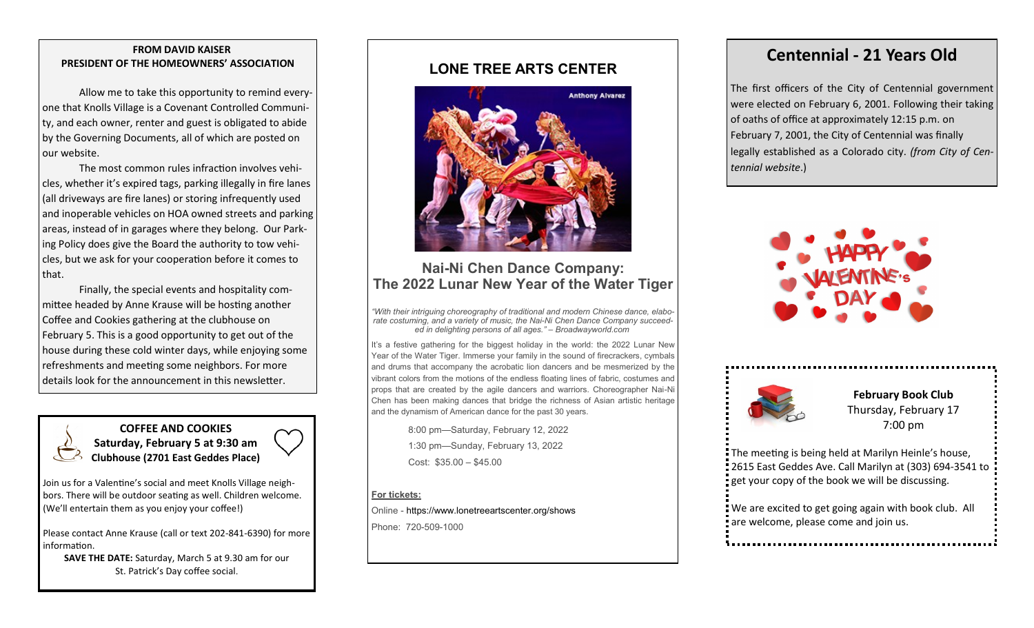**FROM DAVID KAISER**
**PRESIDENT OF THE HOMEOWNERS' ASSOCIATION**

Allow me to take this opportunity to remind everyone that Knolls Village is a Covenant Controlled Community, and each owner, renter and guest is obligated to abide by the Governing Documents, all of which are posted on our website.

The most common rules infraction involves vehicles, whether it's expired tags, parking illegally in fire lanes (all driveways are fire lanes) or storing infrequently used and inoperable vehicles on HOA owned streets and parking areas, instead of in garages where they belong. Our Parking Policy does give the Board the authority to tow vehicles, but we ask for your cooperation before it comes to that.

Finally, the special events and hospitality committee headed by Anne Krause will be hosting another Coffee and Cookies gathering at the clubhouse on February 5. This is a good opportunity to get out of the house during these cold winter days, while enjoying some refreshments and meeting some neighbors. For more details look for the announcement in this newsletter.

**COFFEE AND COOKIES**
**Saturday, February 5 at 9:30 am**
**Clubhouse (2701 East Geddes Place)**

Join us for a Valentine's social and meet Knolls Village neighbors. There will be outdoor seating as well. Children welcome. (We'll entertain them as you enjoy your coffee!)

Please contact Anne Krause (call or text 202-841-6390) for more information.

**SAVE THE DATE:** Saturday, March 5 at 9.30 am for our St. Patrick's Day coffee social.

## LONE TREE ARTS CENTER

Anthony Alvarez

### Nai-Ni Chen Dance Company: The 2022 Lunar New Year of the Water Tiger

*"With their intriguing choreography of traditional and modern Chinese dance, elaborate costuming, and a variety of music, the Nai-Ni Chen Dance Company succeeded in delighting persons of all ages." – Broadwayworld.com*

It's a festive gathering for the biggest holiday in the world: the 2022 Lunar New Year of the Water Tiger. Immerse your family in the sound of firecrackers, cymbals and drums that accompany the acrobatic lion dancers and be mesmerized by the vibrant colors from the motions of the endless floating lines of fabric, costumes and props that are created by the agile dancers and warriors. Choreographer Nai-Ni Chen has been making dances that bridge the richness of Asian artistic heritage and the dynamism of American dance for the past 30 years.

8:00 pm—Saturday, February 12, 2022
1:30 pm—Sunday, February 13, 2022
Cost: $35.00 – $45.00

**For tickets:**

Online - https://www.lonetreeartscenter.org/shows
Phone: 720-509-1000

## Centennial - 21 Years Old

The first officers of the City of Centennial government were elected on February 6, 2001. Following their taking of oaths of office at approximately 12:15 p.m. on February 7, 2001, the City of Centennial was finally legally established as a Colorado city. *(from City of Centennial website*.)

HAPPY VALENTINE's DAY

**February Book Club**
Thursday, February 17
7:00 pm

The meeting is being held at Marilyn Heinle's house, 2615 East Geddes Ave. Call Marilyn at (303) 694-3541 to get your copy of the book we will be discussing.

We are excited to get going again with book club. All are welcome, please come and join us.